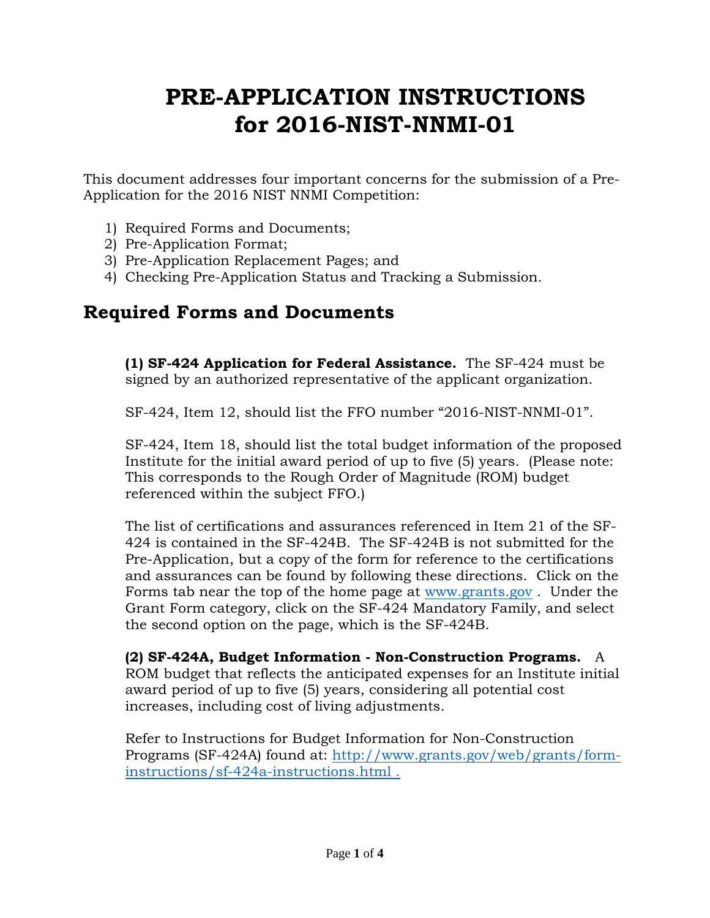# PRE-APPLICATION INSTRUCTIONS for 2016-NIST-NNMI-01

This document addresses four important concerns for the submission of a Pre-Application for the 2016 NIST NNMI Competition:

1) Required Forms and Documents;
2) Pre-Application Format;
3) Pre-Application Replacement Pages; and
4) Checking Pre-Application Status and Tracking a Submission.

## Required Forms and Documents

**(1) SF-424 Application for Federal Assistance.** The SF-424 must be signed by an authorized representative of the applicant organization.

SF-424, Item 12, should list the FFO number "2016-NIST-NNMI-01".

SF-424, Item 18, should list the total budget information of the proposed Institute for the initial award period of up to five (5) years. (Please note: This corresponds to the Rough Order of Magnitude (ROM) budget referenced within the subject FFO.)

The list of certifications and assurances referenced in Item 21 of the SF-424 is contained in the SF-424B. The SF-424B is not submitted for the Pre-Application, but a copy of the form for reference to the certifications and assurances can be found by following these directions. Click on the Forms tab near the top of the home page at [www.grants.gov](http://www.grants.gov) . Under the Grant Form category, click on the SF-424 Mandatory Family, and select the second option on the page, which is the SF-424B.

**(2) SF-424A, Budget Information - Non-Construction Programs.** A ROM budget that reflects the anticipated expenses for an Institute initial award period of up to five (5) years, considering all potential cost increases, including cost of living adjustments.

Refer to Instructions for Budget Information for Non-Construction Programs (SF-424A) found at: [http://www.grants.gov/web/grants/form-instructions/sf-424a-instructions.html .](http://www.grants.gov/web/grants/form-instructions/sf-424a-instructions.html)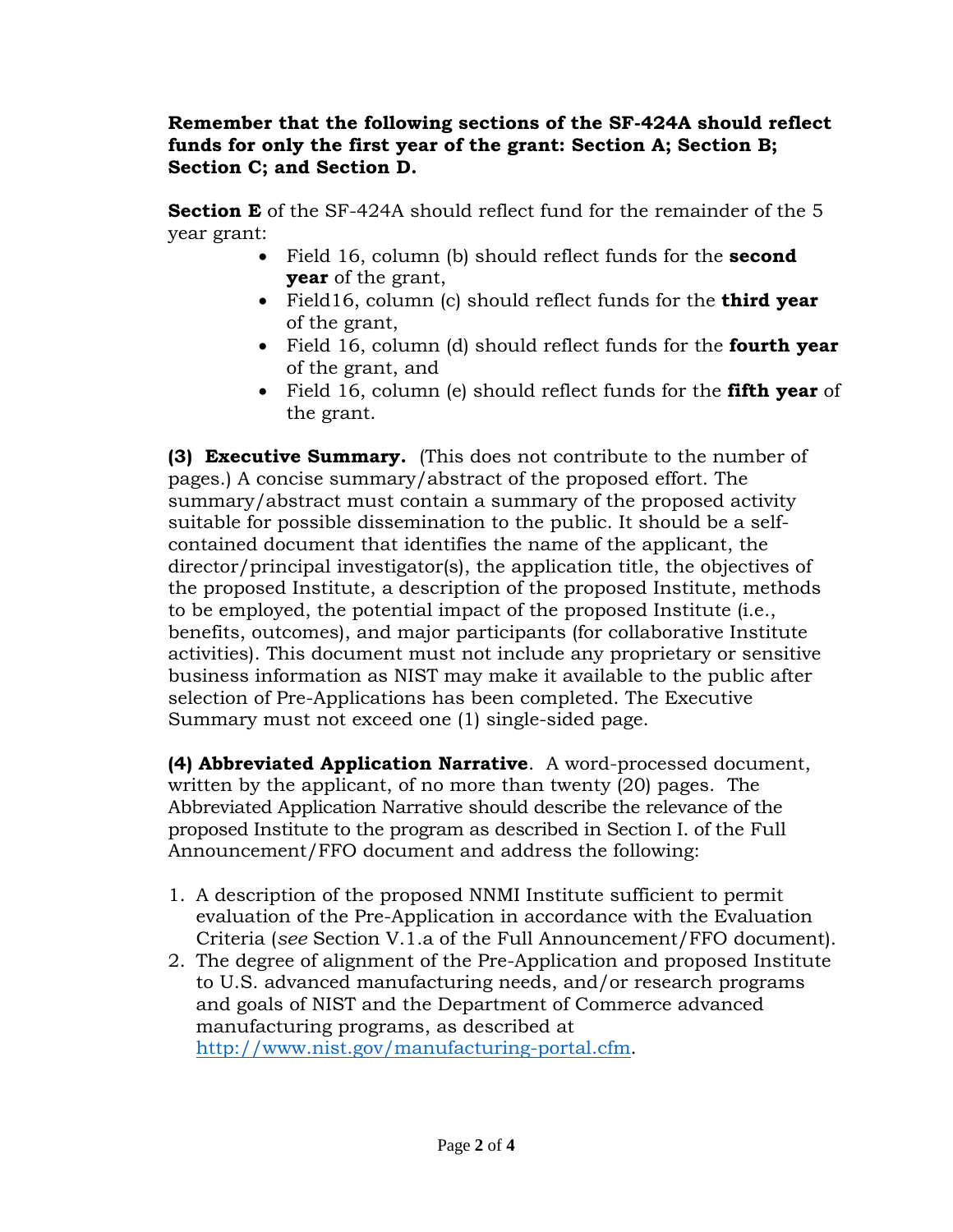**Remember that the following sections of the SF-424A should reflect funds for only the first year of the grant: Section A; Section B; Section C; and Section D.**

**Section E** of the SF-424A should reflect fund for the remainder of the 5 year grant:

- Field 16, column (b) should reflect funds for the **second year** of the grant,
- Field16, column (c) should reflect funds for the **third year** of the grant,
- Field 16, column (d) should reflect funds for the **fourth year** of the grant, and
- Field 16, column (e) should reflect funds for the **fifth year** of the grant.

**(3) Executive Summary.** (This does not contribute to the number of pages.) A concise summary/abstract of the proposed effort. The summary/abstract must contain a summary of the proposed activity suitable for possible dissemination to the public. It should be a self-contained document that identifies the name of the applicant, the director/principal investigator(s), the application title, the objectives of the proposed Institute, a description of the proposed Institute, methods to be employed, the potential impact of the proposed Institute (i.e., benefits, outcomes), and major participants (for collaborative Institute activities). This document must not include any proprietary or sensitive business information as NIST may make it available to the public after selection of Pre-Applications has been completed. The Executive Summary must not exceed one (1) single-sided page.

**(4) Abbreviated Application Narrative**. A word-processed document, written by the applicant, of no more than twenty (20) pages. The Abbreviated Application Narrative should describe the relevance of the proposed Institute to the program as described in Section I. of the Full Announcement/FFO document and address the following:

1. A description of the proposed NNMI Institute sufficient to permit evaluation of the Pre-Application in accordance with the Evaluation Criteria (*see* Section V.1.a of the Full Announcement/FFO document).
2. The degree of alignment of the Pre-Application and proposed Institute to U.S. advanced manufacturing needs, and/or research programs and goals of NIST and the Department of Commerce advanced manufacturing programs, as described at http://www.nist.gov/manufacturing-portal.cfm.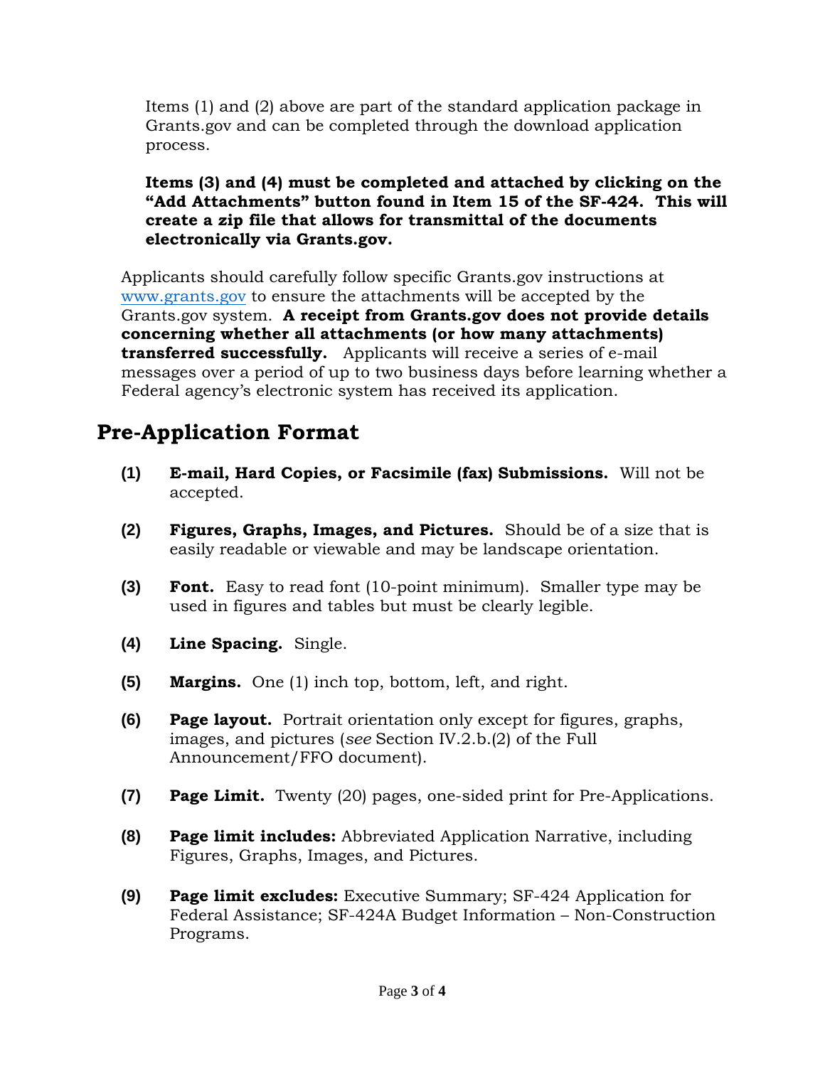Items (1) and (2) above are part of the standard application package in Grants.gov and can be completed through the download application process.

**Items (3) and (4) must be completed and attached by clicking on the "Add Attachments" button found in Item 15 of the SF-424. This will create a zip file that allows for transmittal of the documents electronically via Grants.gov.**

Applicants should carefully follow specific Grants.gov instructions at [www.grants.gov](http://www.grants.gov) to ensure the attachments will be accepted by the Grants.gov system. **A receipt from Grants.gov does not provide details concerning whether all attachments (or how many attachments) transferred successfully.** Applicants will receive a series of e-mail messages over a period of up to two business days before learning whether a Federal agency's electronic system has received its application.

## Pre-Application Format

**(1)** **E-mail, Hard Copies, or Facsimile (fax) Submissions.** Will not be accepted.

**(2)** **Figures, Graphs, Images, and Pictures.** Should be of a size that is easily readable or viewable and may be landscape orientation.

**(3)** **Font.** Easy to read font (10-point minimum). Smaller type may be used in figures and tables but must be clearly legible.

**(4)** **Line Spacing.** Single.

**(5)** **Margins.** One (1) inch top, bottom, left, and right.

**(6)** **Page layout.** Portrait orientation only except for figures, graphs, images, and pictures (*see* Section IV.2.b.(2) of the Full Announcement/FFO document).

**(7)** **Page Limit.** Twenty (20) pages, one-sided print for Pre-Applications.

**(8)** **Page limit includes:** Abbreviated Application Narrative, including Figures, Graphs, Images, and Pictures.

**(9)** **Page limit excludes:** Executive Summary; SF-424 Application for Federal Assistance; SF-424A Budget Information – Non-Construction Programs.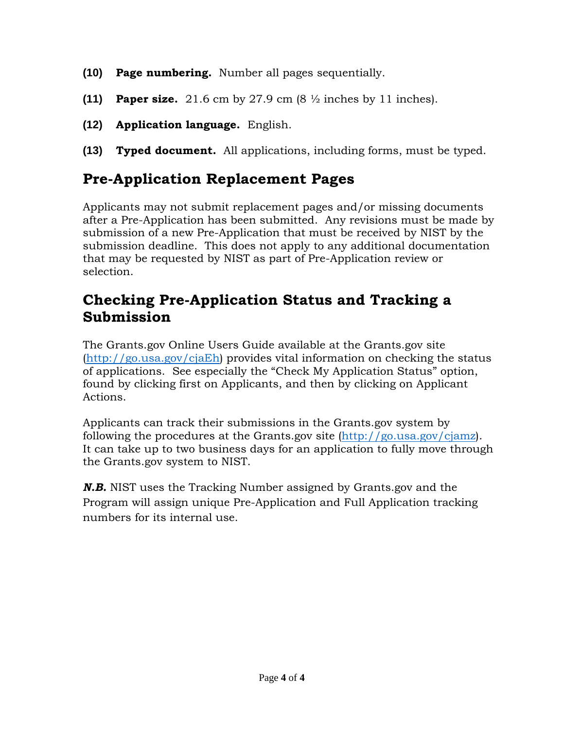**(10) Page numbering.** Number all pages sequentially.

**(11) Paper size.** 21.6 cm by 27.9 cm (8 ½ inches by 11 inches).

**(12) Application language.** English.

**(13) Typed document.** All applications, including forms, must be typed.

## Pre-Application Replacement Pages

Applicants may not submit replacement pages and/or missing documents after a Pre-Application has been submitted. Any revisions must be made by submission of a new Pre-Application that must be received by NIST by the submission deadline. This does not apply to any additional documentation that may be requested by NIST as part of Pre-Application review or selection.

## Checking Pre-Application Status and Tracking a Submission

The Grants.gov Online Users Guide available at the Grants.gov site (http://go.usa.gov/cjaEh) provides vital information on checking the status of applications. See especially the "Check My Application Status" option, found by clicking first on Applicants, and then by clicking on Applicant Actions.

Applicants can track their submissions in the Grants.gov system by following the procedures at the Grants.gov site (http://go.usa.gov/cjamz). It can take up to two business days for an application to fully move through the Grants.gov system to NIST.

***N.B.*** NIST uses the Tracking Number assigned by Grants.gov and the Program will assign unique Pre-Application and Full Application tracking numbers for its internal use.